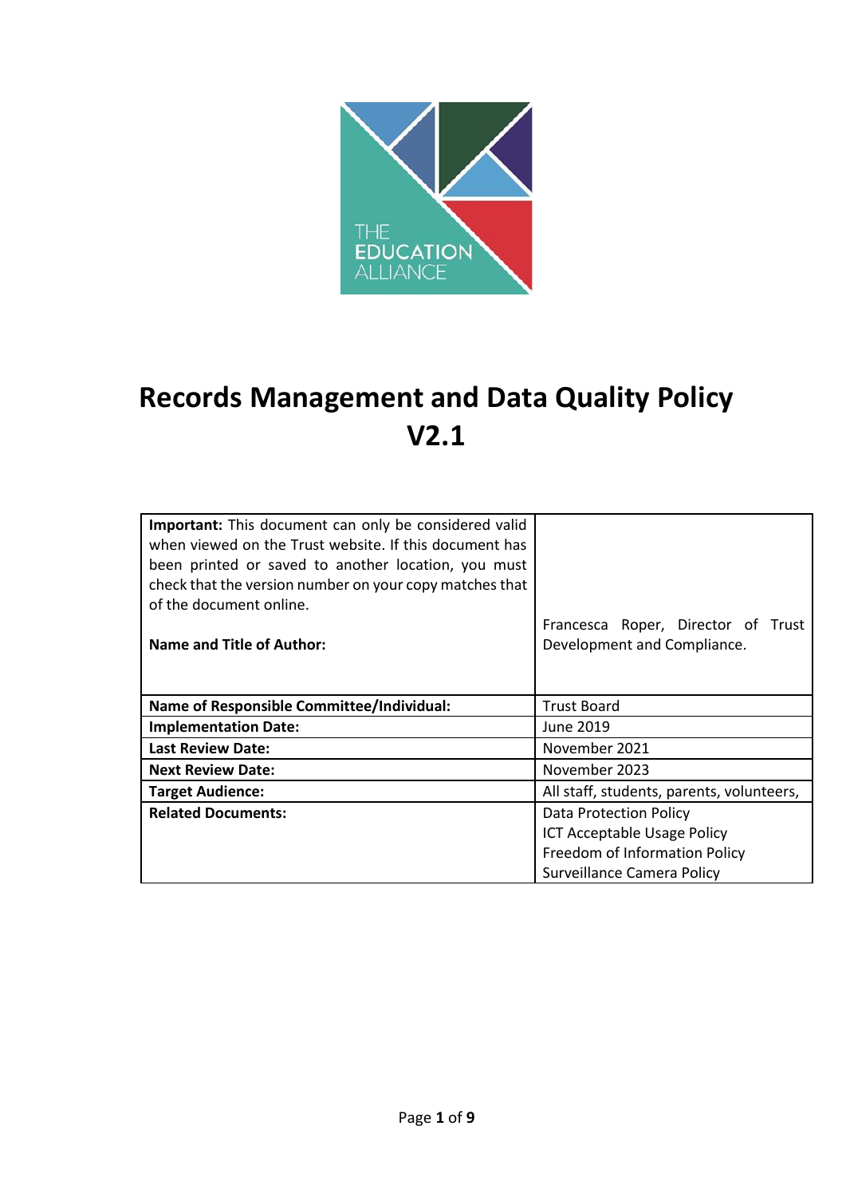THE EDUCATION ALLIANCE

# Records Management and Data Quality Policy V2.1

| **Important:** This document can only be considered valid when viewed on the Trust website. If this document has been printed or saved to another location, you must check that the version number on your copy matches that of the document online. **Name and Title of Author:** | Francesca Roper, Director of Trust Development and Compliance. |
|---|---|
| **Name of Responsible Committee/Individual:** | Trust Board |
| **Implementation Date:** | June 2019 |
| **Last Review Date:** | November 2021 |
| **Next Review Date:** | November 2023 |
| **Target Audience:** | All staff, students, parents, volunteers, |
| **Related Documents:** | Data Protection Policy<br>ICT Acceptable Usage Policy<br>Freedom of Information Policy<br>Surveillance Camera Policy |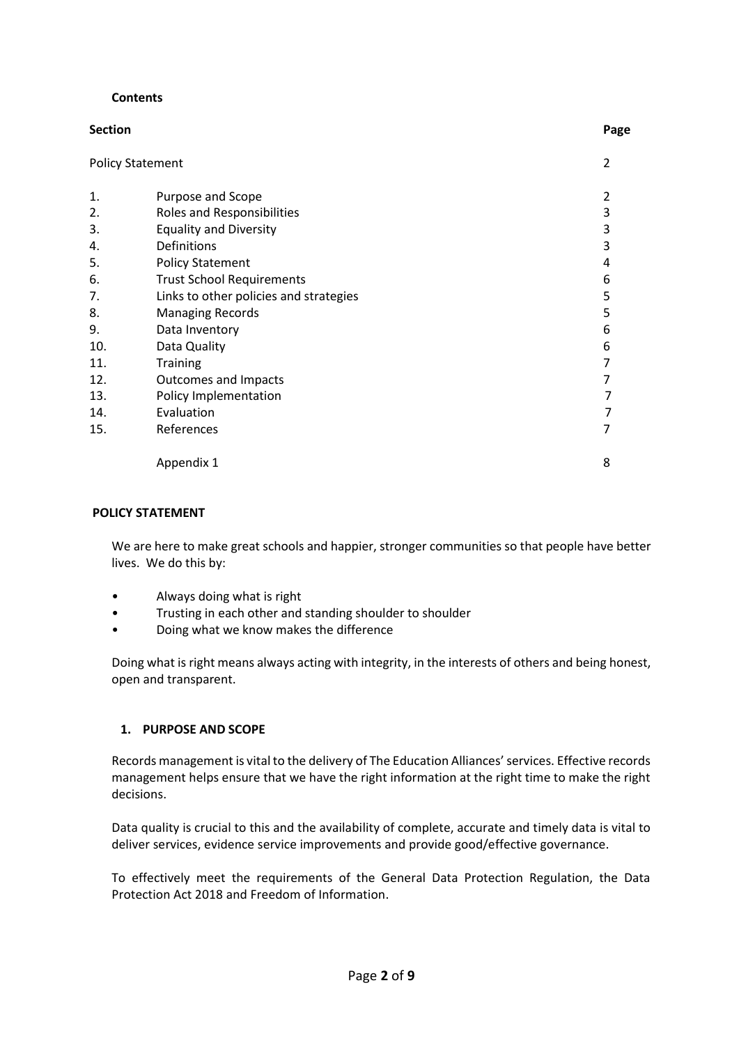**Contents**

| Section | | Page |
|---|---|---|
| Policy Statement | | 2 |
| 1. | Purpose and Scope | 2 |
| 2. | Roles and Responsibilities | 3 |
| 3. | Equality and Diversity | 3 |
| 4. | Definitions | 3 |
| 5. | Policy Statement | 4 |
| 6. | Trust School Requirements | 6 |
| 7. | Links to other policies and strategies | 5 |
| 8. | Managing Records | 5 |
| 9. | Data Inventory | 6 |
| 10. | Data Quality | 6 |
| 11. | Training | 7 |
| 12. | Outcomes and Impacts | 7 |
| 13. | Policy Implementation | 7 |
| 14. | Evaluation | 7 |
| 15. | References | 7 |
| | Appendix 1 | 8 |

## POLICY STATEMENT

We are here to make great schools and happier, stronger communities so that people have better lives. We do this by:

- Always doing what is right
- Trusting in each other and standing shoulder to shoulder
- Doing what we know makes the difference

Doing what is right means always acting with integrity, in the interests of others and being honest, open and transparent.

## 1. PURPOSE AND SCOPE

Records management is vital to the delivery of The Education Alliances' services. Effective records management helps ensure that we have the right information at the right time to make the right decisions.

Data quality is crucial to this and the availability of complete, accurate and timely data is vital to deliver services, evidence service improvements and provide good/effective governance.

To effectively meet the requirements of the General Data Protection Regulation, the Data Protection Act 2018 and Freedom of Information.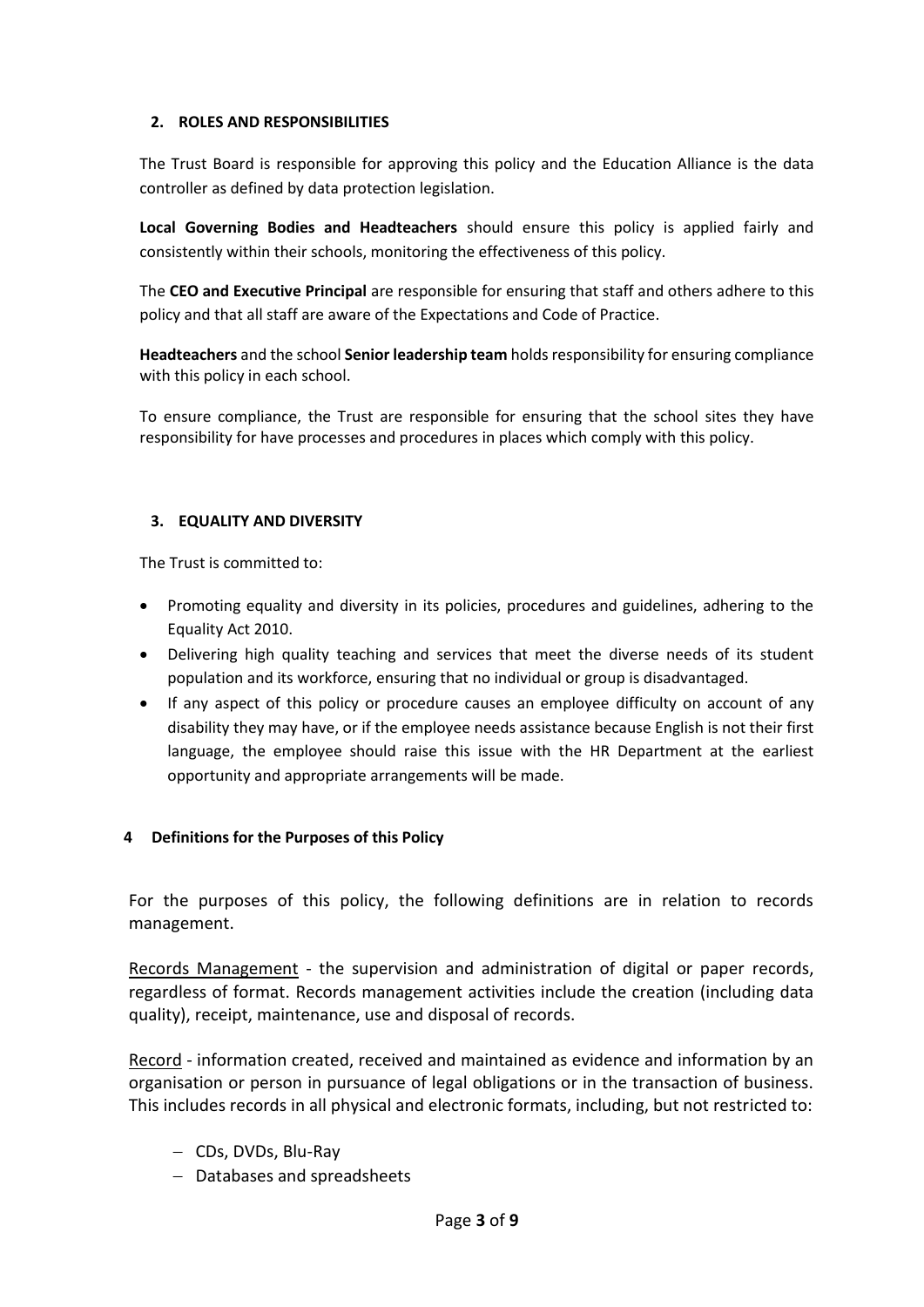## 2. ROLES AND RESPONSIBILITIES

The Trust Board is responsible for approving this policy and the Education Alliance is the data controller as defined by data protection legislation.

**Local Governing Bodies and Headteachers** should ensure this policy is applied fairly and consistently within their schools, monitoring the effectiveness of this policy.

The **CEO and Executive Principal** are responsible for ensuring that staff and others adhere to this policy and that all staff are aware of the Expectations and Code of Practice.

**Headteachers** and the school **Senior leadership team** holds responsibility for ensuring compliance with this policy in each school.

To ensure compliance, the Trust are responsible for ensuring that the school sites they have responsibility for have processes and procedures in places which comply with this policy.

## 3. EQUALITY AND DIVERSITY

The Trust is committed to:

- Promoting equality and diversity in its policies, procedures and guidelines, adhering to the Equality Act 2010.
- Delivering high quality teaching and services that meet the diverse needs of its student population and its workforce, ensuring that no individual or group is disadvantaged.
- If any aspect of this policy or procedure causes an employee difficulty on account of any disability they may have, or if the employee needs assistance because English is not their first language, the employee should raise this issue with the HR Department at the earliest opportunity and appropriate arrangements will be made.

## 4 Definitions for the Purposes of this Policy

For the purposes of this policy, the following definitions are in relation to records management.

Records Management - the supervision and administration of digital or paper records, regardless of format. Records management activities include the creation (including data quality), receipt, maintenance, use and disposal of records.

Record - information created, received and maintained as evidence and information by an organisation or person in pursuance of legal obligations or in the transaction of business. This includes records in all physical and electronic formats, including, but not restricted to:

- CDs, DVDs, Blu-Ray
- Databases and spreadsheets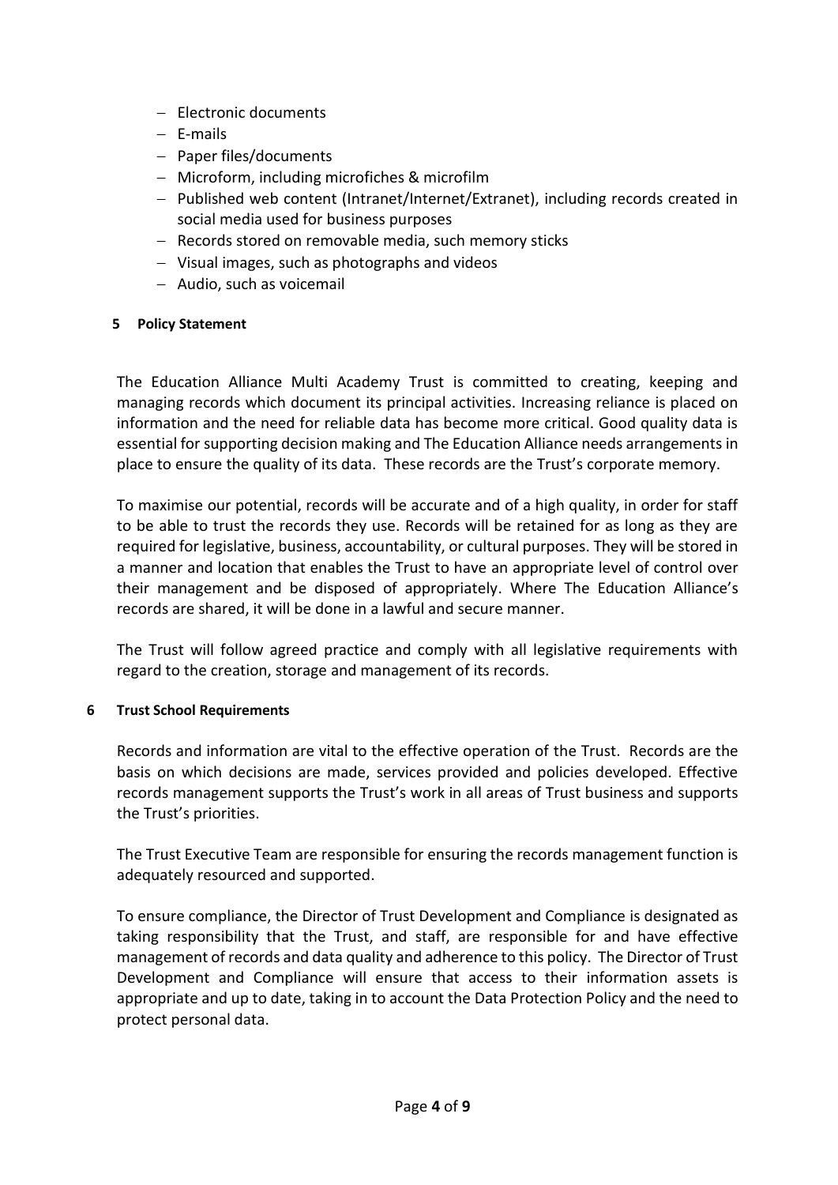- Electronic documents
- E-mails
- Paper files/documents
- Microform, including microfiches & microfilm
- Published web content (Intranet/Internet/Extranet), including records created in social media used for business purposes
- Records stored on removable media, such memory sticks
- Visual images, such as photographs and videos
- Audio, such as voicemail

## 5 Policy Statement

The Education Alliance Multi Academy Trust is committed to creating, keeping and managing records which document its principal activities. Increasing reliance is placed on information and the need for reliable data has become more critical. Good quality data is essential for supporting decision making and The Education Alliance needs arrangements in place to ensure the quality of its data. These records are the Trust's corporate memory.

To maximise our potential, records will be accurate and of a high quality, in order for staff to be able to trust the records they use. Records will be retained for as long as they are required for legislative, business, accountability, or cultural purposes. They will be stored in a manner and location that enables the Trust to have an appropriate level of control over their management and be disposed of appropriately. Where The Education Alliance's records are shared, it will be done in a lawful and secure manner.

The Trust will follow agreed practice and comply with all legislative requirements with regard to the creation, storage and management of its records.

## 6 Trust School Requirements

Records and information are vital to the effective operation of the Trust. Records are the basis on which decisions are made, services provided and policies developed. Effective records management supports the Trust's work in all areas of Trust business and supports the Trust's priorities.

The Trust Executive Team are responsible for ensuring the records management function is adequately resourced and supported.

To ensure compliance, the Director of Trust Development and Compliance is designated as taking responsibility that the Trust, and staff, are responsible for and have effective management of records and data quality and adherence to this policy. The Director of Trust Development and Compliance will ensure that access to their information assets is appropriate and up to date, taking in to account the Data Protection Policy and the need to protect personal data.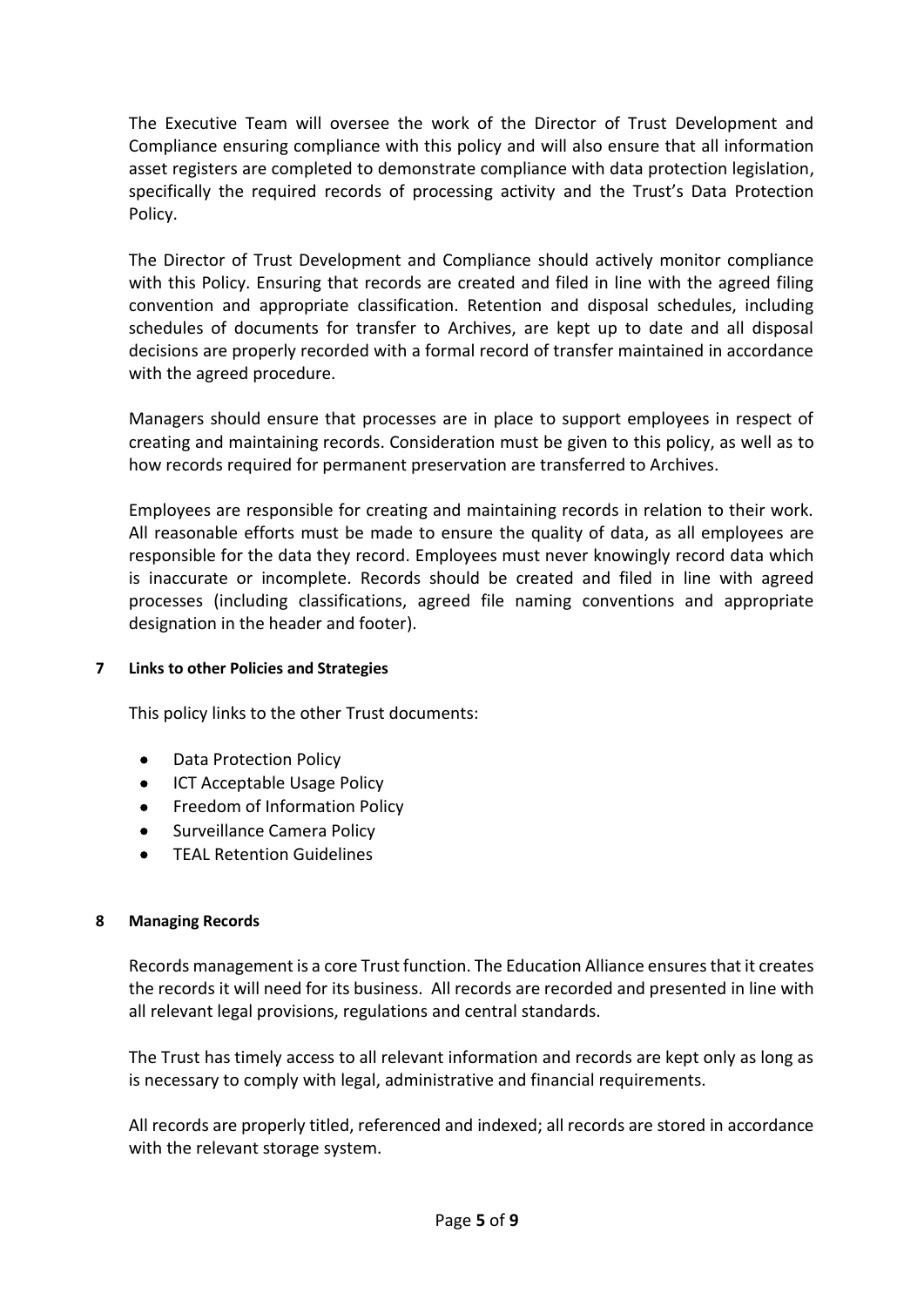The Executive Team will oversee the work of the Director of Trust Development and Compliance ensuring compliance with this policy and will also ensure that all information asset registers are completed to demonstrate compliance with data protection legislation, specifically the required records of processing activity and the Trust's Data Protection Policy.

The Director of Trust Development and Compliance should actively monitor compliance with this Policy. Ensuring that records are created and filed in line with the agreed filing convention and appropriate classification. Retention and disposal schedules, including schedules of documents for transfer to Archives, are kept up to date and all disposal decisions are properly recorded with a formal record of transfer maintained in accordance with the agreed procedure.

Managers should ensure that processes are in place to support employees in respect of creating and maintaining records. Consideration must be given to this policy, as well as to how records required for permanent preservation are transferred to Archives.

Employees are responsible for creating and maintaining records in relation to their work. All reasonable efforts must be made to ensure the quality of data, as all employees are responsible for the data they record. Employees must never knowingly record data which is inaccurate or incomplete. Records should be created and filed in line with agreed processes (including classifications, agreed file naming conventions and appropriate designation in the header and footer).

## 7 Links to other Policies and Strategies

This policy links to the other Trust documents:

- Data Protection Policy
- ICT Acceptable Usage Policy
- Freedom of Information Policy
- Surveillance Camera Policy
- TEAL Retention Guidelines

## 8 Managing Records

Records management is a core Trust function. The Education Alliance ensures that it creates the records it will need for its business. All records are recorded and presented in line with all relevant legal provisions, regulations and central standards.

The Trust has timely access to all relevant information and records are kept only as long as is necessary to comply with legal, administrative and financial requirements.

All records are properly titled, referenced and indexed; all records are stored in accordance with the relevant storage system.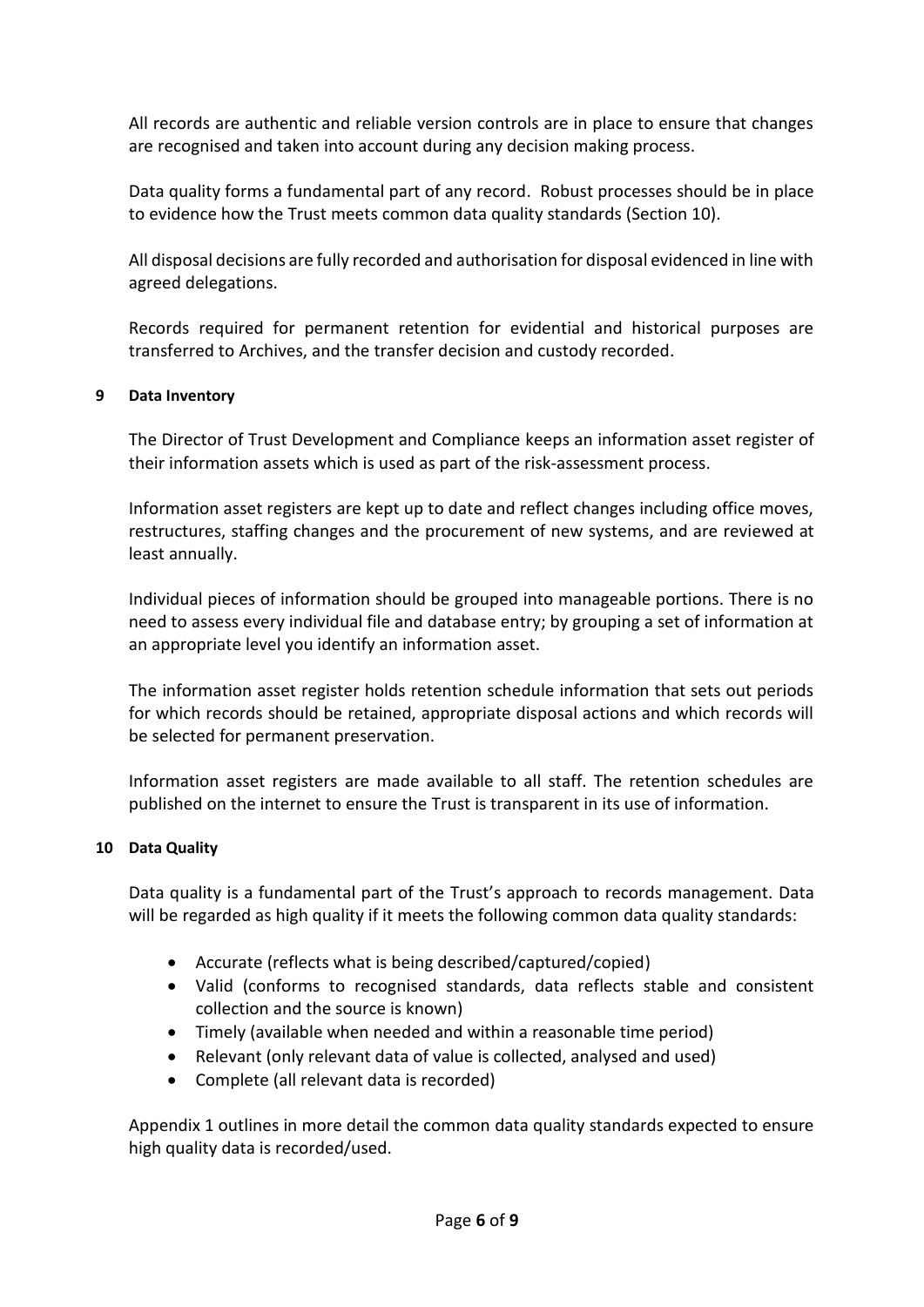All records are authentic and reliable version controls are in place to ensure that changes are recognised and taken into account during any decision making process.

Data quality forms a fundamental part of any record. Robust processes should be in place to evidence how the Trust meets common data quality standards (Section 10).

All disposal decisions are fully recorded and authorisation for disposal evidenced in line with agreed delegations.

Records required for permanent retention for evidential and historical purposes are transferred to Archives, and the transfer decision and custody recorded.

## 9 Data Inventory

The Director of Trust Development and Compliance keeps an information asset register of their information assets which is used as part of the risk-assessment process.

Information asset registers are kept up to date and reflect changes including office moves, restructures, staffing changes and the procurement of new systems, and are reviewed at least annually.

Individual pieces of information should be grouped into manageable portions. There is no need to assess every individual file and database entry; by grouping a set of information at an appropriate level you identify an information asset.

The information asset register holds retention schedule information that sets out periods for which records should be retained, appropriate disposal actions and which records will be selected for permanent preservation.

Information asset registers are made available to all staff. The retention schedules are published on the internet to ensure the Trust is transparent in its use of information.

## 10 Data Quality

Data quality is a fundamental part of the Trust's approach to records management. Data will be regarded as high quality if it meets the following common data quality standards:

- Accurate (reflects what is being described/captured/copied)
- Valid (conforms to recognised standards, data reflects stable and consistent collection and the source is known)
- Timely (available when needed and within a reasonable time period)
- Relevant (only relevant data of value is collected, analysed and used)
- Complete (all relevant data is recorded)

Appendix 1 outlines in more detail the common data quality standards expected to ensure high quality data is recorded/used.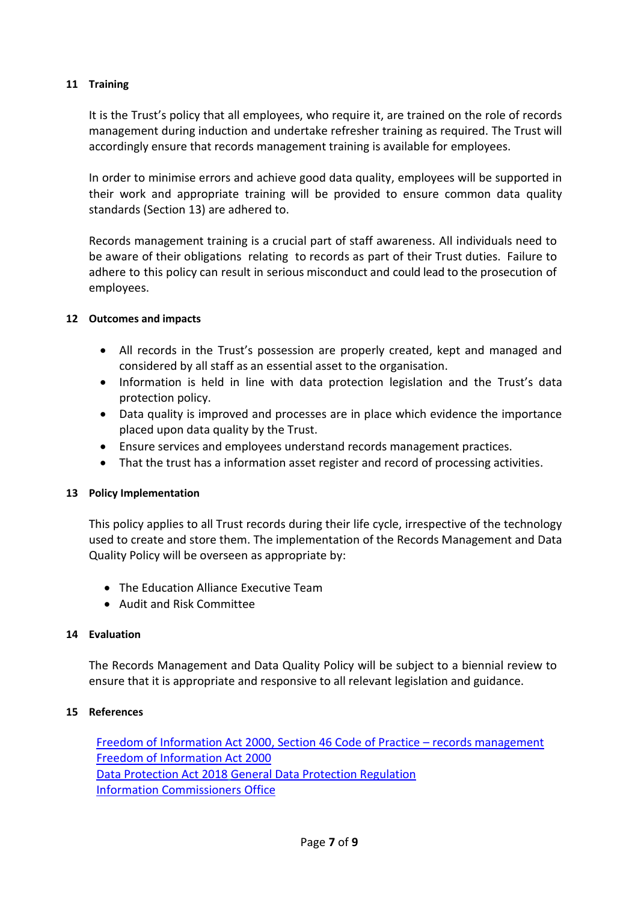## 11 Training

It is the Trust's policy that all employees, who require it, are trained on the role of records management during induction and undertake refresher training as required. The Trust will accordingly ensure that records management training is available for employees.

In order to minimise errors and achieve good data quality, employees will be supported in their work and appropriate training will be provided to ensure common data quality standards (Section 13) are adhered to.

Records management training is a crucial part of staff awareness. All individuals need to be aware of their obligations relating to records as part of their Trust duties. Failure to adhere to this policy can result in serious misconduct and could lead to the prosecution of employees.

## 12 Outcomes and impacts

- All records in the Trust's possession are properly created, kept and managed and considered by all staff as an essential asset to the organisation.
- Information is held in line with data protection legislation and the Trust's data protection policy.
- Data quality is improved and processes are in place which evidence the importance placed upon data quality by the Trust.
- Ensure services and employees understand records management practices.
- That the trust has a information asset register and record of processing activities.

## 13 Policy Implementation

This policy applies to all Trust records during their life cycle, irrespective of the technology used to create and store them. The implementation of the Records Management and Data Quality Policy will be overseen as appropriate by:

- The Education Alliance Executive Team
- Audit and Risk Committee

## 14 Evaluation

The Records Management and Data Quality Policy will be subject to a biennial review to ensure that it is appropriate and responsive to all relevant legislation and guidance.

## 15 References

Freedom of Information Act 2000, Section 46 Code of Practice – records management
Freedom of Information Act 2000
Data Protection Act 2018 General Data Protection Regulation
Information Commissioners Office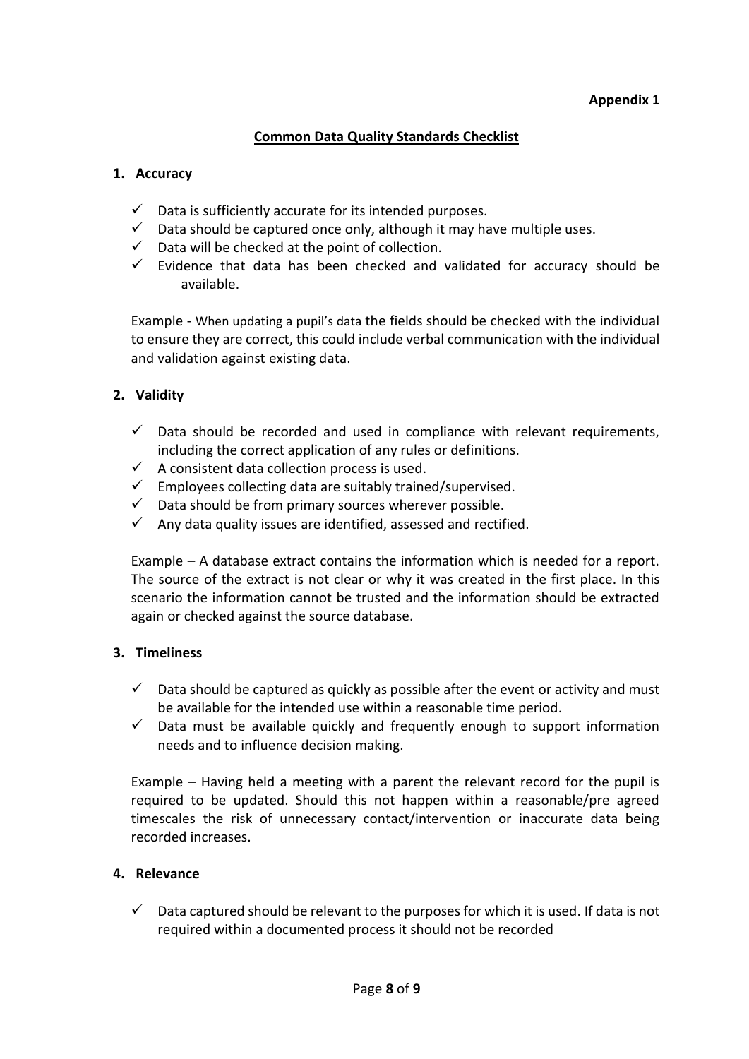**Appendix 1**

## Common Data Quality Standards Checklist

### 1. Accuracy

- ✓ Data is sufficiently accurate for its intended purposes.
- ✓ Data should be captured once only, although it may have multiple uses.
- ✓ Data will be checked at the point of collection.
- ✓ Evidence that data has been checked and validated for accuracy should be available.

Example - When updating a pupil's data the fields should be checked with the individual to ensure they are correct, this could include verbal communication with the individual and validation against existing data.

### 2. Validity

- ✓ Data should be recorded and used in compliance with relevant requirements, including the correct application of any rules or definitions.
- ✓ A consistent data collection process is used.
- ✓ Employees collecting data are suitably trained/supervised.
- ✓ Data should be from primary sources wherever possible.
- ✓ Any data quality issues are identified, assessed and rectified.

Example – A database extract contains the information which is needed for a report. The source of the extract is not clear or why it was created in the first place. In this scenario the information cannot be trusted and the information should be extracted again or checked against the source database.

### 3. Timeliness

- ✓ Data should be captured as quickly as possible after the event or activity and must be available for the intended use within a reasonable time period.
- ✓ Data must be available quickly and frequently enough to support information needs and to influence decision making.

Example – Having held a meeting with a parent the relevant record for the pupil is required to be updated. Should this not happen within a reasonable/pre agreed timescales the risk of unnecessary contact/intervention or inaccurate data being recorded increases.

### 4. Relevance

- ✓ Data captured should be relevant to the purposes for which it is used. If data is not required within a documented process it should not be recorded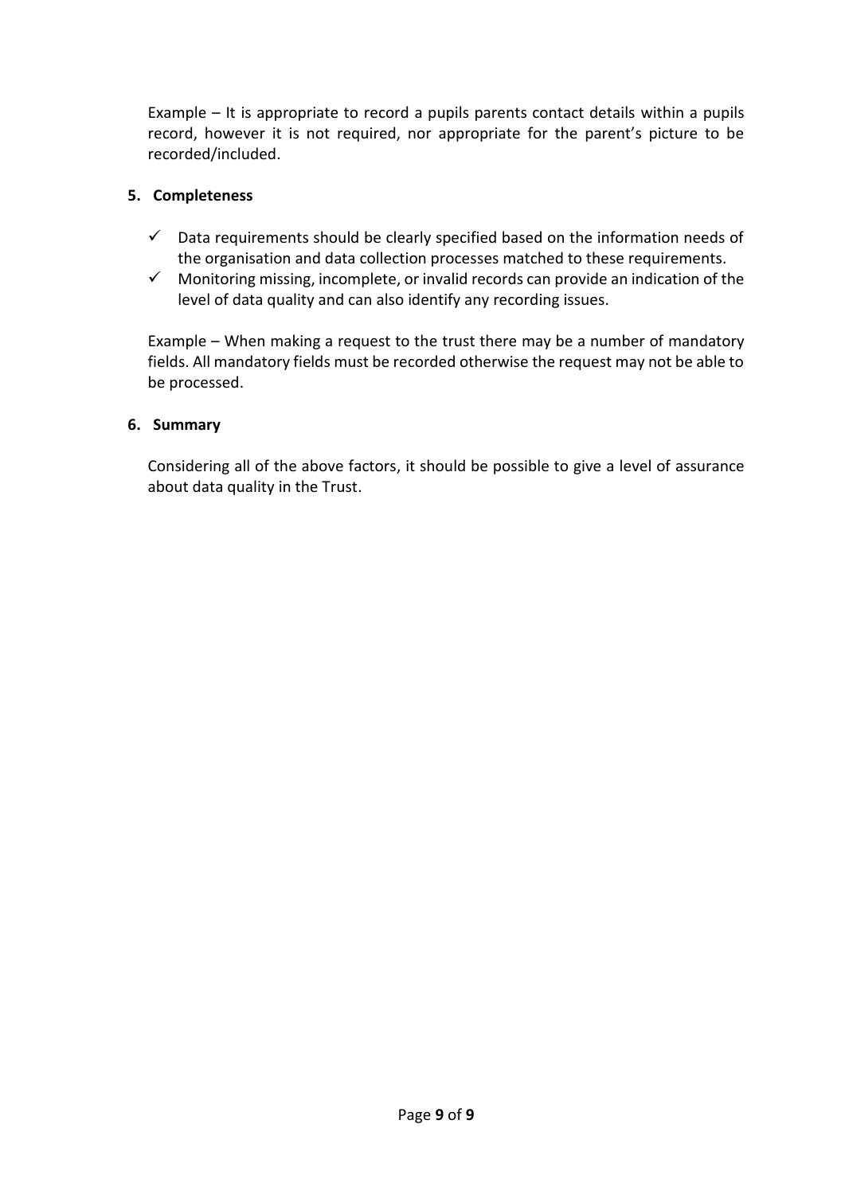Example – It is appropriate to record a pupils parents contact details within a pupils record, however it is not required, nor appropriate for the parent's picture to be recorded/included.

## 5. Completeness

- ✓ Data requirements should be clearly specified based on the information needs of the organisation and data collection processes matched to these requirements.
- ✓ Monitoring missing, incomplete, or invalid records can provide an indication of the level of data quality and can also identify any recording issues.

Example – When making a request to the trust there may be a number of mandatory fields. All mandatory fields must be recorded otherwise the request may not be able to be processed.

## 6. Summary

Considering all of the above factors, it should be possible to give a level of assurance about data quality in the Trust.